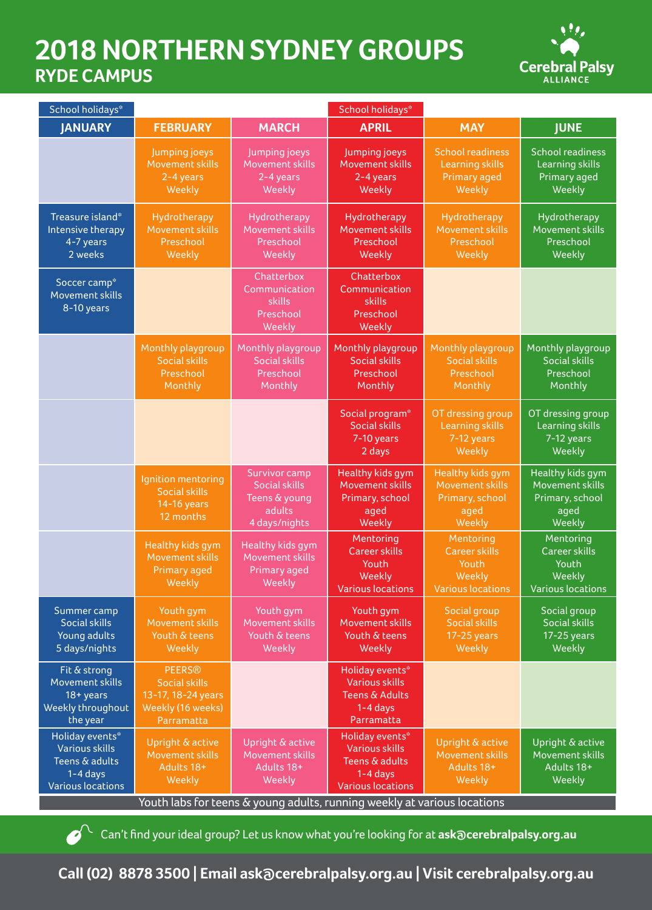# 2018 NORTHERN SYDNEY GROUPS

## RYDE CAMPUS

Cerebral Palsy ALLIANCE

| JANUARY (School holidays*) | FEBRUARY | MARCH | APRIL (School holidays*) | MAY | JUNE |
|---|---|---|---|---|---|
| | Jumping joeys Movement skills 2-4 years Weekly | Jumping joeys Movement skills 2-4 years Weekly | Jumping joeys Movement skills 2-4 years Weekly | School readiness Learning skills Primary aged Weekly | School readiness Learning skills Primary aged Weekly |
| Treasure island* Intensive therapy 4-7 years 2 weeks | Hydrotherapy Movement skills Preschool Weekly | Hydrotherapy Movement skills Preschool Weekly | Hydrotherapy Movement skills Preschool Weekly | Hydrotherapy Movement skills Preschool Weekly | Hydrotherapy Movement skills Preschool Weekly |
| Soccer camp* Movement skills 8-10 years | | Chatterbox Communication skills Preschool Weekly | Chatterbox Communication skills Preschool Weekly | | |
| | Monthly playgroup Social skills Preschool Monthly | Monthly playgroup Social skills Preschool Monthly | Monthly playgroup Social skills Preschool Monthly | Monthly playgroup Social skills Preschool Monthly | Monthly playgroup Social skills Preschool Monthly |
| | | | Social program* Social skills 7-10 years 2 days | OT dressing group Learning skills 7-12 years Weekly | OT dressing group Learning skills 7-12 years Weekly |
| | Ignition mentoring Social skills 14-16 years 12 months | Survivor camp Social skills Teens & young adults 4 days/nights | Healthy kids gym Movement skills Primary, school aged Weekly | Healthy kids gym Movement skills Primary, school aged Weekly | Healthy kids gym Movement skills Primary, school aged Weekly |
| | Healthy kids gym Movement skills Primary aged Weekly | Healthy kids gym Movement skills Primary aged Weekly | Mentoring Career skills Youth Weekly Various locations | Mentoring Career skills Youth Weekly Various locations | Mentoring Career skills Youth Weekly Various locations |
| Summer camp Social skills Young adults 5 days/nights | Youth gym Movement skills Youth & teens Weekly | Youth gym Movement skills Youth & teens Weekly | Youth gym Movement skills Youth & teens Weekly | Social group Social skills 17-25 years Weekly | Social group Social skills 17-25 years Weekly |
| Fit & strong Movement skills 18+ years Weekly throughout the year | PEERS® Social skills 13-17, 18-24 years Weekly (16 weeks) Parramatta | | Holiday events* Various skills Teens & Adults 1-4 days Parramatta | | |
| Holiday events* Various skills Teens & adults 1-4 days Various locations | Upright & active Movement skills Adults 18+ Weekly | Upright & active Movement skills Adults 18+ Weekly | Holiday events* Various skills Teens & adults 1-4 days Various locations | Upright & active Movement skills Adults 18+ Weekly | Upright & active Movement skills Adults 18+ Weekly |

Youth labs for teens & young adults, running weekly at various locations

Can't find your ideal group? Let us know what you're looking for at **ask@cerebralpalsy.org.au**

**Call (02) 8878 3500 | Email ask@cerebralpalsy.org.au | Visit cerebralpalsy.org.au**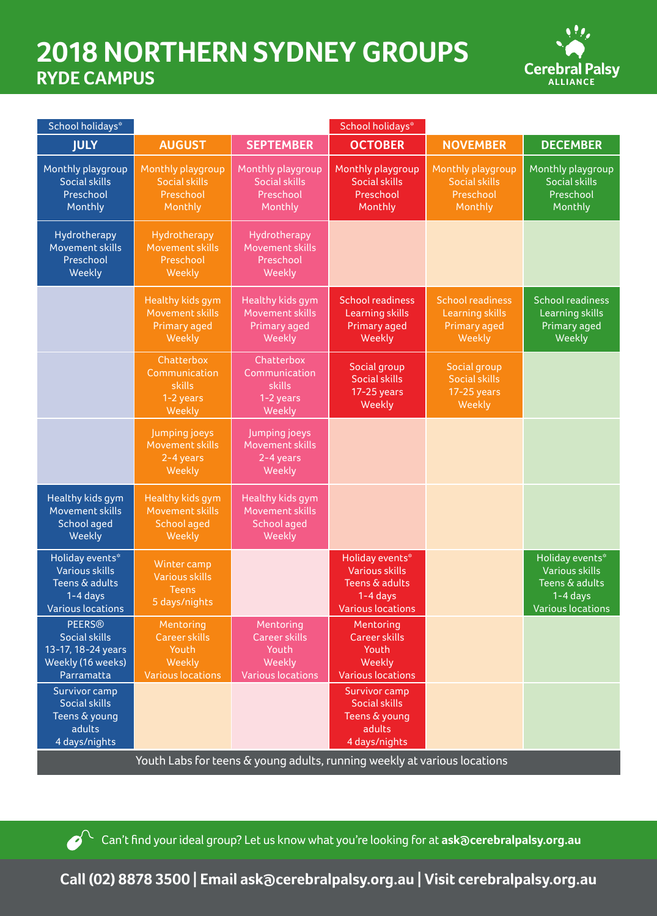# 2018 NORTHERN SYDNEY GROUPS

## RYDE CAMPUS

Cerebral Palsy ALLIANCE

| JULY (School holidays*) | AUGUST | SEPTEMBER | OCTOBER (School holidays*) | NOVEMBER | DECEMBER |
|---|---|---|---|---|---|
| Monthly playgroup Social skills Preschool Monthly | Monthly playgroup Social skills Preschool Monthly | Monthly playgroup Social skills Preschool Monthly | Monthly playgroup Social skills Preschool Monthly | Monthly playgroup Social skills Preschool Monthly | Monthly playgroup Social skills Preschool Monthly |
| Hydrotherapy Movement skills Preschool Weekly | Hydrotherapy Movement skills Preschool Weekly | Hydrotherapy Movement skills Preschool Weekly | | | |
| | Healthy kids gym Movement skills Primary aged Weekly | Healthy kids gym Movement skills Primary aged Weekly | School readiness Learning skills Primary aged Weekly | School readiness Learning skills Primary aged Weekly | School readiness Learning skills Primary aged Weekly |
| | Chatterbox Communication skills 1-2 years Weekly | Chatterbox Communication skills 1-2 years Weekly | Social group Social skills 17-25 years Weekly | Social group Social skills 17-25 years Weekly | |
| | Jumping joeys Movement skills 2-4 years Weekly | Jumping joeys Movement skills 2-4 years Weekly | | | |
| Healthy kids gym Movement skills School aged Weekly | Healthy kids gym Movement skills School aged Weekly | Healthy kids gym Movement skills School aged Weekly | | | |
| Holiday events* Various skills Teens & adults 1-4 days Various locations | Winter camp Various skills Teens 5 days/nights | | Holiday events* Various skills Teens & adults 1-4 days Various locations | | Holiday events* Various skills Teens & adults 1-4 days Various locations |
| PEERS® Social skills 13-17, 18-24 years Weekly (16 weeks) Parramatta | Mentoring Career skills Youth Weekly Various locations | Mentoring Career skills Youth Weekly Various locations | Mentoring Career skills Youth Weekly Various locations | | |
| Survivor camp Social skills Teens & young adults 4 days/nights | | | Survivor camp Social skills Teens & young adults 4 days/nights | | |

Youth Labs for teens & young adults, running weekly at various locations

Can't find your ideal group? Let us know what you're looking for at **ask@cerebralpalsy.org.au**

**Call (02) 8878 3500 | Email ask@cerebralpalsy.org.au | Visit cerebralpalsy.org.au**